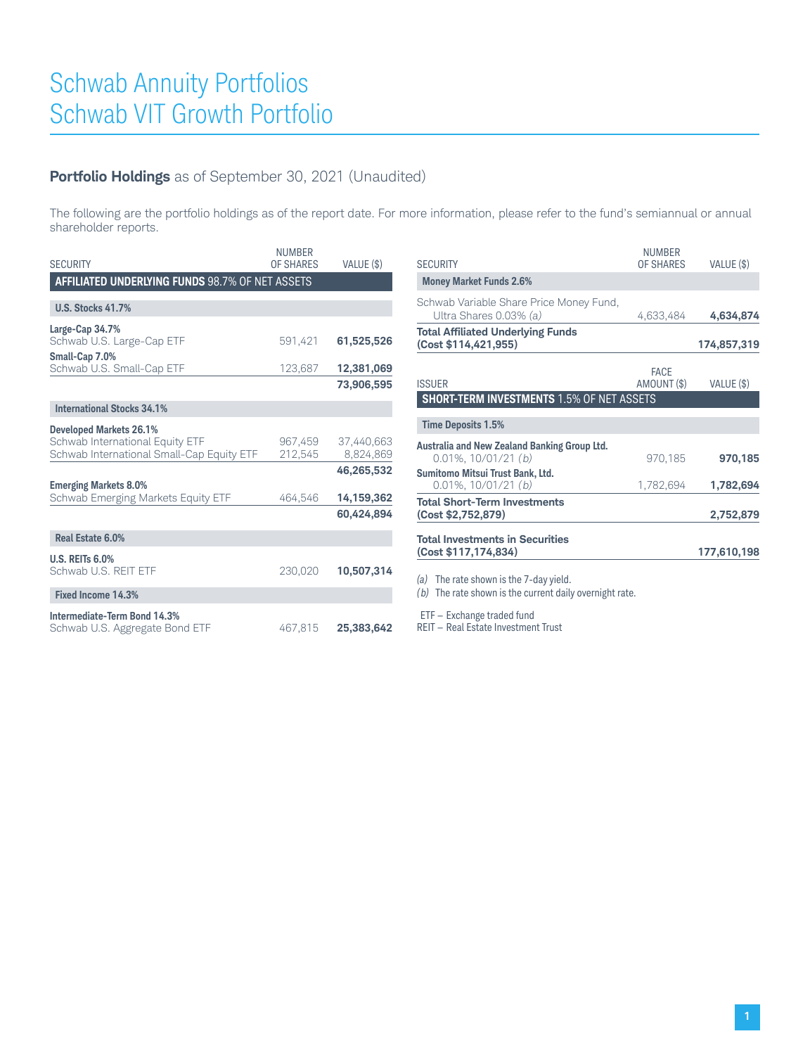# Schwab Annuity Portfolios
# Schwab VIT Growth Portfolio

## Portfolio Holdings as of September 30, 2021 (Unaudited)

The following are the portfolio holdings as of the report date. For more information, please refer to the fund's semiannual or annual shareholder reports.

| SECURITY | NUMBER OF SHARES | VALUE ($) |
|---|---|---|
| **AFFILIATED UNDERLYING FUNDS** 98.7% OF NET ASSETS | | |
| **U.S. Stocks 41.7%** | | |
| **Large-Cap 34.7%** | | |
| Schwab U.S. Large-Cap ETF | 591,421 | **61,525,526** |
| **Small-Cap 7.0%** | | |
| Schwab U.S. Small-Cap ETF | 123,687 | **12,381,069** |
| | | **73,906,595** |
| **International Stocks 34.1%** | | |
| **Developed Markets 26.1%** | | |
| Schwab International Equity ETF | 967,459 | 37,440,663 |
| Schwab International Small-Cap Equity ETF | 212,545 | 8,824,869 |
| | | **46,265,532** |
| **Emerging Markets 8.0%** | | |
| Schwab Emerging Markets Equity ETF | 464,546 | **14,159,362** |
| | | **60,424,894** |
| **Real Estate 6.0%** | | |
| **U.S. REITs 6.0%** | | |
| Schwab U.S. REIT ETF | 230,020 | **10,507,314** |
| **Fixed Income 14.3%** | | |
| **Intermediate-Term Bond 14.3%** | | |
| Schwab U.S. Aggregate Bond ETF | 467,815 | **25,383,642** |
| **Money Market Funds 2.6%** | | |
| Schwab Variable Share Price Money Fund, Ultra Shares 0.03% *(a)* | 4,633,484 | **4,634,874** |
| **Total Affiliated Underlying Funds (Cost $114,421,955)** | | **174,857,319** |

| ISSUER | FACE AMOUNT ($) | VALUE ($) |
|---|---|---|
| **SHORT-TERM INVESTMENTS** 1.5% OF NET ASSETS | | |
| **Time Deposits 1.5%** | | |
| **Australia and New Zealand Banking Group Ltd.** | | |
| 0.01%, 10/01/21 *(b)* | 970,185 | **970,185** |
| **Sumitomo Mitsui Trust Bank, Ltd.** | | |
| 0.01%, 10/01/21 *(b)* | 1,782,694 | **1,782,694** |
| **Total Short-Term Investments (Cost $2,752,879)** | | **2,752,879** |
| **Total Investments in Securities (Cost $117,174,834)** | | **177,610,198** |

*(a)* The rate shown is the 7-day yield.
*(b)* The rate shown is the current daily overnight rate.

ETF – Exchange traded fund
REIT – Real Estate Investment Trust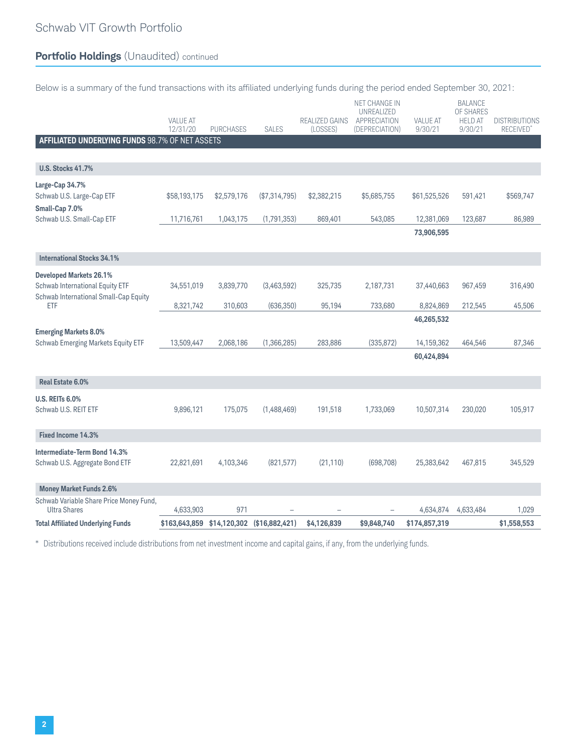Schwab VIT Growth Portfolio

## Portfolio Holdings (Unaudited) continued

Below is a summary of the fund transactions with its affiliated underlying funds during the period ended September 30, 2021:

| | VALUE AT 12/31/20 | PURCHASES | SALES | REALIZED GAINS (LOSSES) | NET CHANGE IN UNREALIZED APPRECIATION (DEPRECIATION) | VALUE AT 9/30/21 | BALANCE OF SHARES HELD AT 9/30/21 | DISTRIBUTIONS RECEIVED* |
|---|---|---|---|---|---|---|---|---|
| **AFFILIATED UNDERLYING FUNDS** 98.7% OF NET ASSETS | | | | | | | | |
| **U.S. Stocks 41.7%** | | | | | | | | |
| **Large-Cap 34.7%** | | | | | | | | |
| Schwab U.S. Large-Cap ETF | $58,193,175 | $2,579,176 | ($7,314,795) | $2,382,215 | $5,685,755 | $61,525,526 | 591,421 | $569,747 |
| **Small-Cap 7.0%** | | | | | | | | |
| Schwab U.S. Small-Cap ETF | 11,716,761 | 1,043,175 | (1,791,353) | 869,401 | 543,085 | 12,381,069 | 123,687 | 86,989 |
| | | | | | | **73,906,595** | | |
| **International Stocks 34.1%** | | | | | | | | |
| **Developed Markets 26.1%** | | | | | | | | |
| Schwab International Equity ETF | 34,551,019 | 3,839,770 | (3,463,592) | 325,735 | 2,187,731 | 37,440,663 | 967,459 | 316,490 |
| Schwab International Small-Cap Equity ETF | 8,321,742 | 310,603 | (636,350) | 95,194 | 733,680 | 8,824,869 | 212,545 | 45,506 |
| | | | | | | **46,265,532** | | |
| **Emerging Markets 8.0%** | | | | | | | | |
| Schwab Emerging Markets Equity ETF | 13,509,447 | 2,068,186 | (1,366,285) | 283,886 | (335,872) | 14,159,362 | 464,546 | 87,346 |
| | | | | | | **60,424,894** | | |
| **Real Estate 6.0%** | | | | | | | | |
| **U.S. REITs 6.0%** | | | | | | | | |
| Schwab U.S. REIT ETF | 9,896,121 | 175,075 | (1,488,469) | 191,518 | 1,733,069 | 10,507,314 | 230,020 | 105,917 |
| **Fixed Income 14.3%** | | | | | | | | |
| **Intermediate-Term Bond 14.3%** | | | | | | | | |
| Schwab U.S. Aggregate Bond ETF | 22,821,691 | 4,103,346 | (821,577) | (21,110) | (698,708) | 25,383,642 | 467,815 | 345,529 |
| **Money Market Funds 2.6%** | | | | | | | | |
| Schwab Variable Share Price Money Fund, Ultra Shares | 4,633,903 | 971 | – | – | – | 4,634,874 | 4,633,484 | 1,029 |
| **Total Affiliated Underlying Funds** | **$163,643,859** | **$14,120,302** | **($16,882,421)** | **$4,126,839** | **$9,848,740** | **$174,857,319** | | **$1,558,553** |

\* Distributions received include distributions from net investment income and capital gains, if any, from the underlying funds.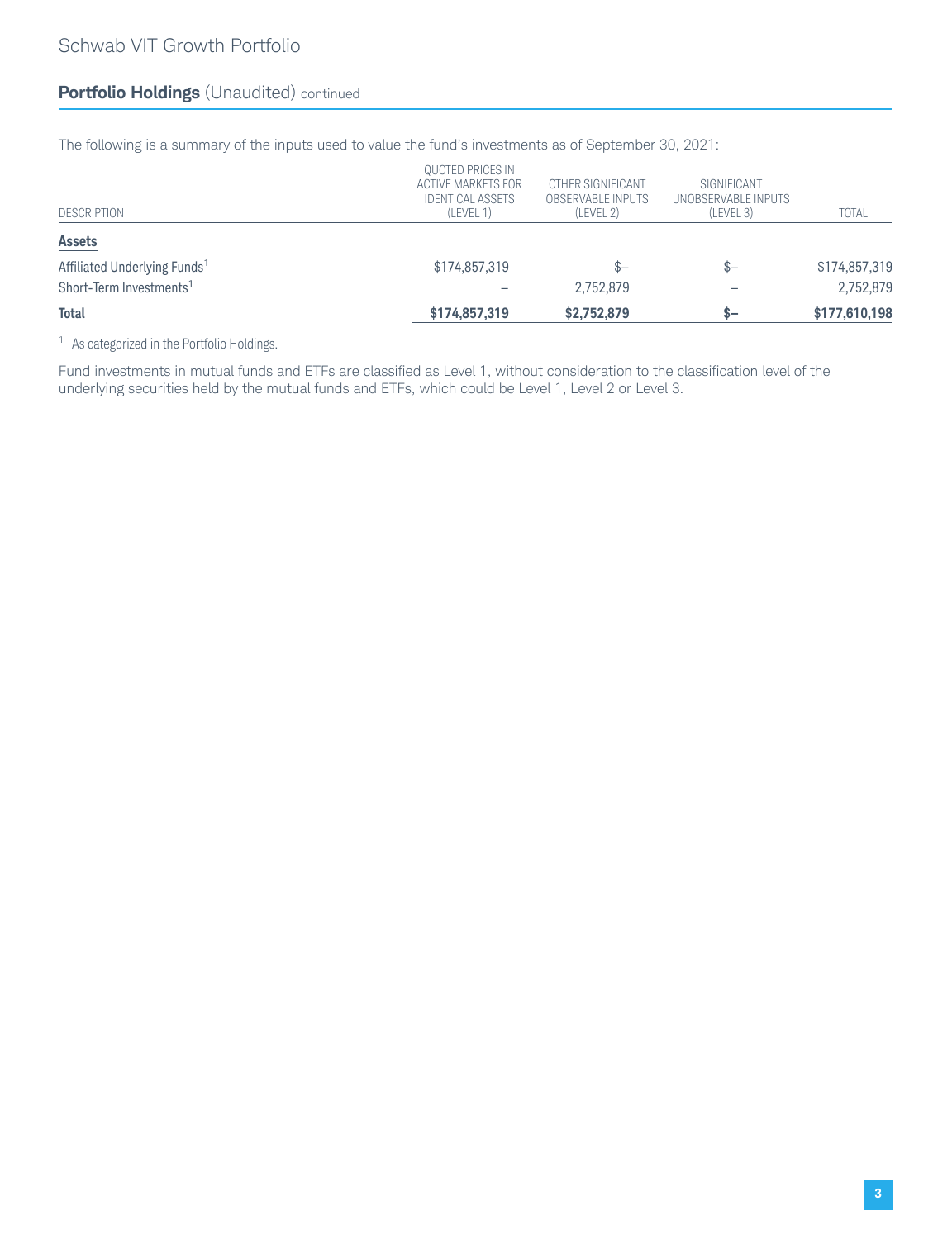## Portfolio Holdings (Unaudited) continued

The following is a summary of the inputs used to value the fund's investments as of September 30, 2021:

| DESCRIPTION | QUOTED PRICES IN ACTIVE MARKETS FOR IDENTICAL ASSETS (LEVEL 1) | OTHER SIGNIFICANT OBSERVABLE INPUTS (LEVEL 2) | SIGNIFICANT UNOBSERVABLE INPUTS (LEVEL 3) | TOTAL |
|---|---|---|---|---|
| **Assets** | | | | |
| Affiliated Underlying Funds[1] | $174,857,319 | $– | $– | $174,857,319 |
| Short-Term Investments[1] | – | 2,752,879 | – | 2,752,879 |
| **Total** | **$174,857,319** | **$2,752,879** | **$–** | **$177,610,198** |

[1] As categorized in the Portfolio Holdings.

Fund investments in mutual funds and ETFs are classified as Level 1, without consideration to the classification level of the underlying securities held by the mutual funds and ETFs, which could be Level 1, Level 2 or Level 3.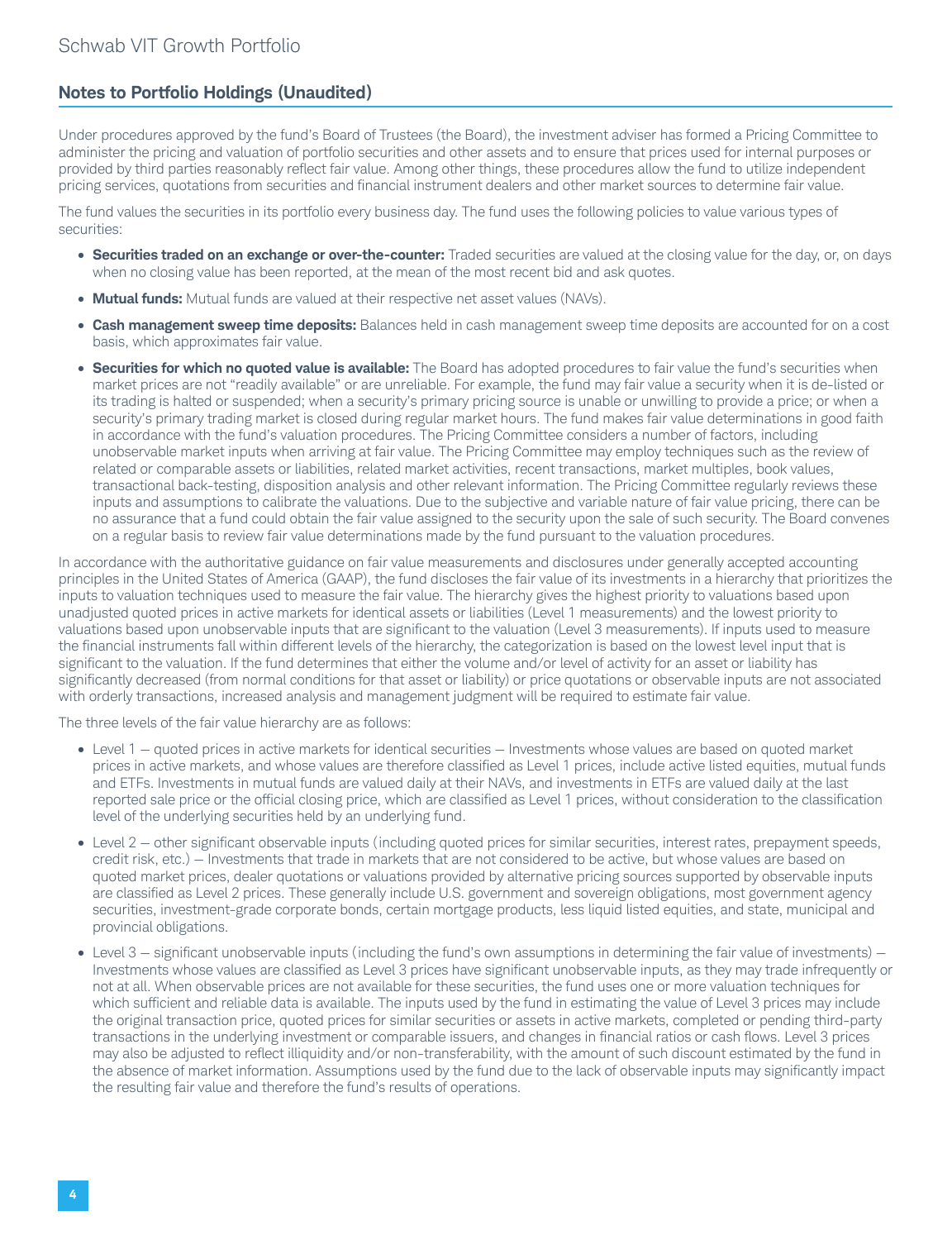## Notes to Portfolio Holdings (Unaudited)

Under procedures approved by the fund's Board of Trustees (the Board), the investment adviser has formed a Pricing Committee to administer the pricing and valuation of portfolio securities and other assets and to ensure that prices used for internal purposes or provided by third parties reasonably reflect fair value. Among other things, these procedures allow the fund to utilize independent pricing services, quotations from securities and financial instrument dealers and other market sources to determine fair value.

The fund values the securities in its portfolio every business day. The fund uses the following policies to value various types of securities:

- **Securities traded on an exchange or over-the-counter:** Traded securities are valued at the closing value for the day, or, on days when no closing value has been reported, at the mean of the most recent bid and ask quotes.
- **Mutual funds:** Mutual funds are valued at their respective net asset values (NAVs).
- **Cash management sweep time deposits:** Balances held in cash management sweep time deposits are accounted for on a cost basis, which approximates fair value.
- **Securities for which no quoted value is available:** The Board has adopted procedures to fair value the fund's securities when market prices are not "readily available" or are unreliable. For example, the fund may fair value a security when it is de-listed or its trading is halted or suspended; when a security's primary pricing source is unable or unwilling to provide a price; or when a security's primary trading market is closed during regular market hours. The fund makes fair value determinations in good faith in accordance with the fund's valuation procedures. The Pricing Committee considers a number of factors, including unobservable market inputs when arriving at fair value. The Pricing Committee may employ techniques such as the review of related or comparable assets or liabilities, related market activities, recent transactions, market multiples, book values, transactional back-testing, disposition analysis and other relevant information. The Pricing Committee regularly reviews these inputs and assumptions to calibrate the valuations. Due to the subjective and variable nature of fair value pricing, there can be no assurance that a fund could obtain the fair value assigned to the security upon the sale of such security. The Board convenes on a regular basis to review fair value determinations made by the fund pursuant to the valuation procedures.

In accordance with the authoritative guidance on fair value measurements and disclosures under generally accepted accounting principles in the United States of America (GAAP), the fund discloses the fair value of its investments in a hierarchy that prioritizes the inputs to valuation techniques used to measure the fair value. The hierarchy gives the highest priority to valuations based upon unadjusted quoted prices in active markets for identical assets or liabilities (Level 1 measurements) and the lowest priority to valuations based upon unobservable inputs that are significant to the valuation (Level 3 measurements). If inputs used to measure the financial instruments fall within different levels of the hierarchy, the categorization is based on the lowest level input that is significant to the valuation. If the fund determines that either the volume and/or level of activity for an asset or liability has significantly decreased (from normal conditions for that asset or liability) or price quotations or observable inputs are not associated with orderly transactions, increased analysis and management judgment will be required to estimate fair value.

The three levels of the fair value hierarchy are as follows:

- Level 1 — quoted prices in active markets for identical securities — Investments whose values are based on quoted market prices in active markets, and whose values are therefore classified as Level 1 prices, include active listed equities, mutual funds and ETFs. Investments in mutual funds are valued daily at their NAVs, and investments in ETFs are valued daily at the last reported sale price or the official closing price, which are classified as Level 1 prices, without consideration to the classification level of the underlying securities held by an underlying fund.
- Level 2 — other significant observable inputs (including quoted prices for similar securities, interest rates, prepayment speeds, credit risk, etc.) — Investments that trade in markets that are not considered to be active, but whose values are based on quoted market prices, dealer quotations or valuations provided by alternative pricing sources supported by observable inputs are classified as Level 2 prices. These generally include U.S. government and sovereign obligations, most government agency securities, investment-grade corporate bonds, certain mortgage products, less liquid listed equities, and state, municipal and provincial obligations.
- Level 3 — significant unobservable inputs (including the fund's own assumptions in determining the fair value of investments) — Investments whose values are classified as Level 3 prices have significant unobservable inputs, as they may trade infrequently or not at all. When observable prices are not available for these securities, the fund uses one or more valuation techniques for which sufficient and reliable data is available. The inputs used by the fund in estimating the value of Level 3 prices may include the original transaction price, quoted prices for similar securities or assets in active markets, completed or pending third-party transactions in the underlying investment or comparable issuers, and changes in financial ratios or cash flows. Level 3 prices may also be adjusted to reflect illiquidity and/or non-transferability, with the amount of such discount estimated by the fund in the absence of market information. Assumptions used by the fund due to the lack of observable inputs may significantly impact the resulting fair value and therefore the fund's results of operations.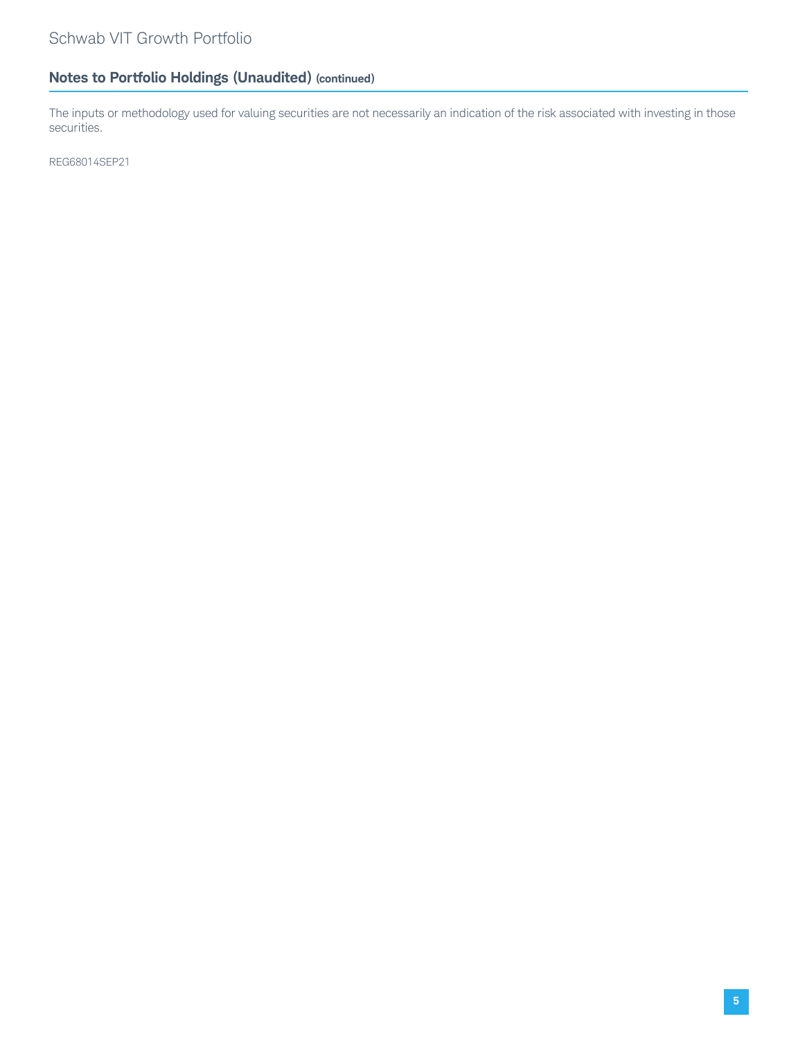## Notes to Portfolio Holdings (Unaudited) (continued)

The inputs or methodology used for valuing securities are not necessarily an indication of the risk associated with investing in those securities.

REG68014SEP21